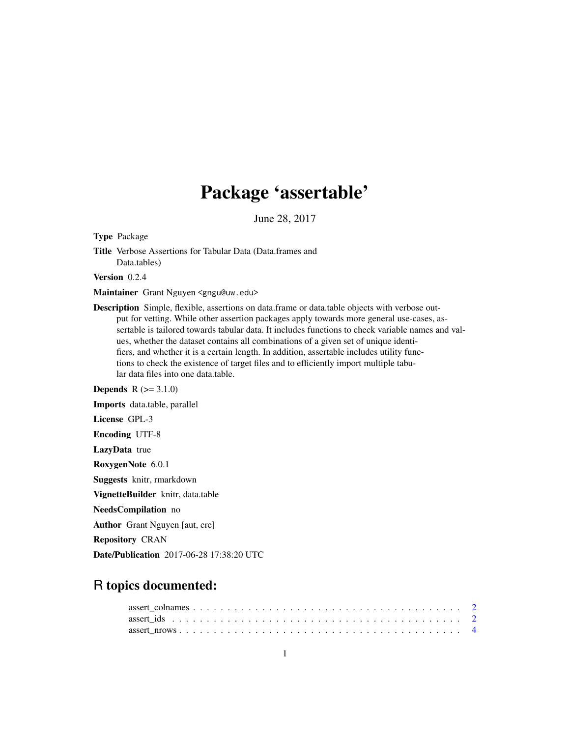# Package 'assertable'

June 28, 2017

**Type** Package

**Title** Verbose Assertions for Tabular Data (Data.frames and Data.tables)

**Version** 0.2.4

**Maintainer** Grant Nguyen <gngu@uw.edu>

**Description** Simple, flexible, assertions on data.frame or data.table objects with verbose output for vetting. While other assertion packages apply towards more general use-cases, assertable is tailored towards tabular data. It includes functions to check variable names and values, whether the dataset contains all combinations of a given set of unique identifiers, and whether it is a certain length. In addition, assertable includes utility functions to check the existence of target files and to efficiently import multiple tabular data files into one data.table.

**Depends** R (>= 3.1.0)

**Imports** data.table, parallel

**License** GPL-3

**Encoding** UTF-8

**LazyData** true

**RoxygenNote** 6.0.1

**Suggests** knitr, rmarkdown

**VignetteBuilder** knitr, data.table

**NeedsCompilation** no

**Author** Grant Nguyen [aut, cre]

**Repository** CRAN

**Date/Publication** 2017-06-28 17:38:20 UTC

## R topics documented:

- assert_colnames . . . . . . . . . . . . . . . . . . . . . . . . . . . . . . . . . . . . . . 2
- assert_ids . . . . . . . . . . . . . . . . . . . . . . . . . . . . . . . . . . . . . . . . . . 2
- assert_nrows . . . . . . . . . . . . . . . . . . . . . . . . . . . . . . . . . . . . . . . . 4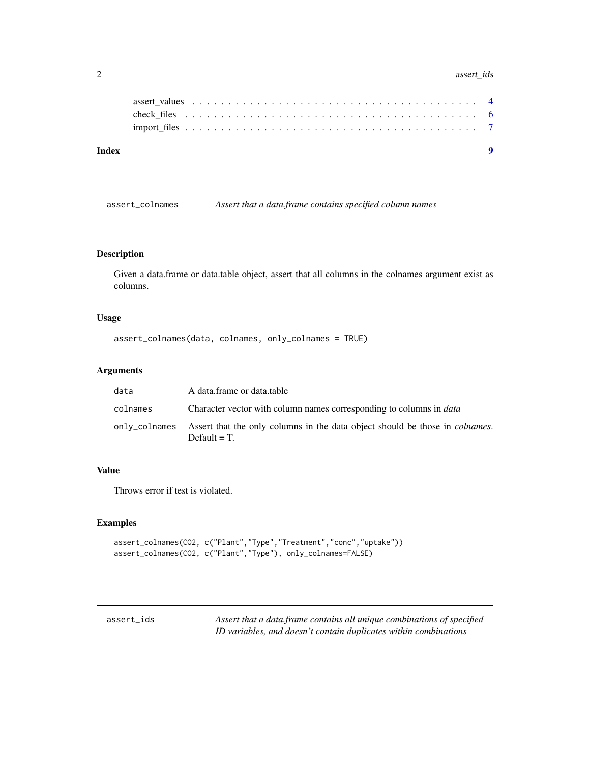assert_values . . . . . . . . . . . . . . . . . . . . . . . . . . . . . . . . . . . 4
check_files . . . . . . . . . . . . . . . . . . . . . . . . . . . . . . . . . . . . 6
import_files . . . . . . . . . . . . . . . . . . . . . . . . . . . . . . . . . . . . 7

**Index** **9**

---

## assert_colnames — *Assert that a data.frame contains specified column names*

### Description

Given a data.frame or data.table object, assert that all columns in the colnames argument exist as columns.

### Usage

```
assert_colnames(data, colnames, only_colnames = TRUE)
```

### Arguments

| | |
|---|---|
| `data` | A data.frame or data.table |
| `colnames` | Character vector with column names corresponding to columns in *data* |
| `only_colnames` | Assert that the only columns in the data object should be those in *colnames*. Default = T. |

### Value

Throws error if test is violated.

### Examples

```
assert_colnames(CO2, c("Plant","Type","Treatment","conc","uptake"))
assert_colnames(CO2, c("Plant","Type"), only_colnames=FALSE)
```

---

## assert_ids — *Assert that a data.frame contains all unique combinations of specified ID variables, and doesn't contain duplicates within combinations*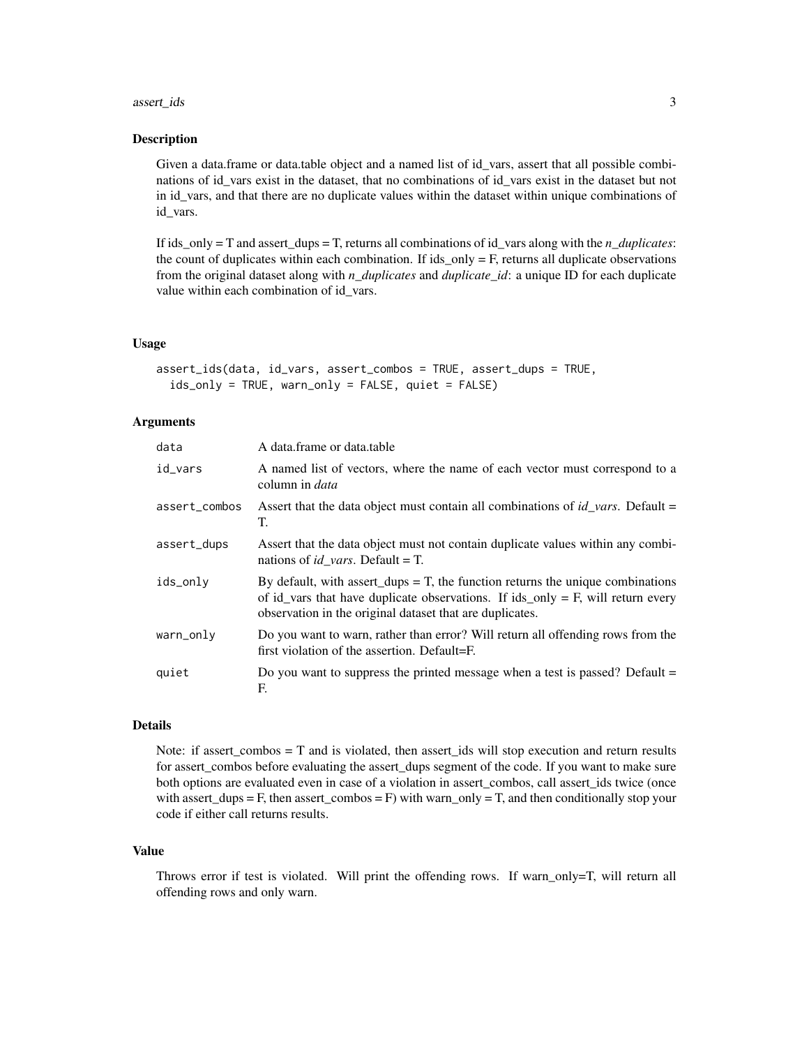### Description

Given a data.frame or data.table object and a named list of id_vars, assert that all possible combinations of id_vars exist in the dataset, that no combinations of id_vars exist in the dataset but not in id_vars, and that there are no duplicate values within the dataset within unique combinations of id_vars.

If ids_only = T and assert_dups = T, returns all combinations of id_vars along with the *n_duplicates*: the count of duplicates within each combination. If ids_only = F, returns all duplicate observations from the original dataset along with *n_duplicates* and *duplicate_id*: a unique ID for each duplicate value within each combination of id_vars.

### Usage

```
assert_ids(data, id_vars, assert_combos = TRUE, assert_dups = TRUE,
  ids_only = TRUE, warn_only = FALSE, quiet = FALSE)
```

### Arguments

| | |
|---|---|
| `data` | A data.frame or data.table |
| `id_vars` | A named list of vectors, where the name of each vector must correspond to a column in *data* |
| `assert_combos` | Assert that the data object must contain all combinations of *id_vars*. Default = T. |
| `assert_dups` | Assert that the data object must not contain duplicate values within any combinations of *id_vars*. Default = T. |
| `ids_only` | By default, with assert_dups = T, the function returns the unique combinations of id_vars that have duplicate observations. If ids_only = F, will return every observation in the original dataset that are duplicates. |
| `warn_only` | Do you want to warn, rather than error? Will return all offending rows from the first violation of the assertion. Default=F. |
| `quiet` | Do you want to suppress the printed message when a test is passed? Default = F. |

### Details

Note: if assert_combos = T and is violated, then assert_ids will stop execution and return results for assert_combos before evaluating the assert_dups segment of the code. If you want to make sure both options are evaluated even in case of a violation in assert_combos, call assert_ids twice (once with assert_dups = F, then assert_combos = F) with warn_only = T, and then conditionally stop your code if either call returns results.

### Value

Throws error if test is violated. Will print the offending rows. If warn_only=T, will return all offending rows and only warn.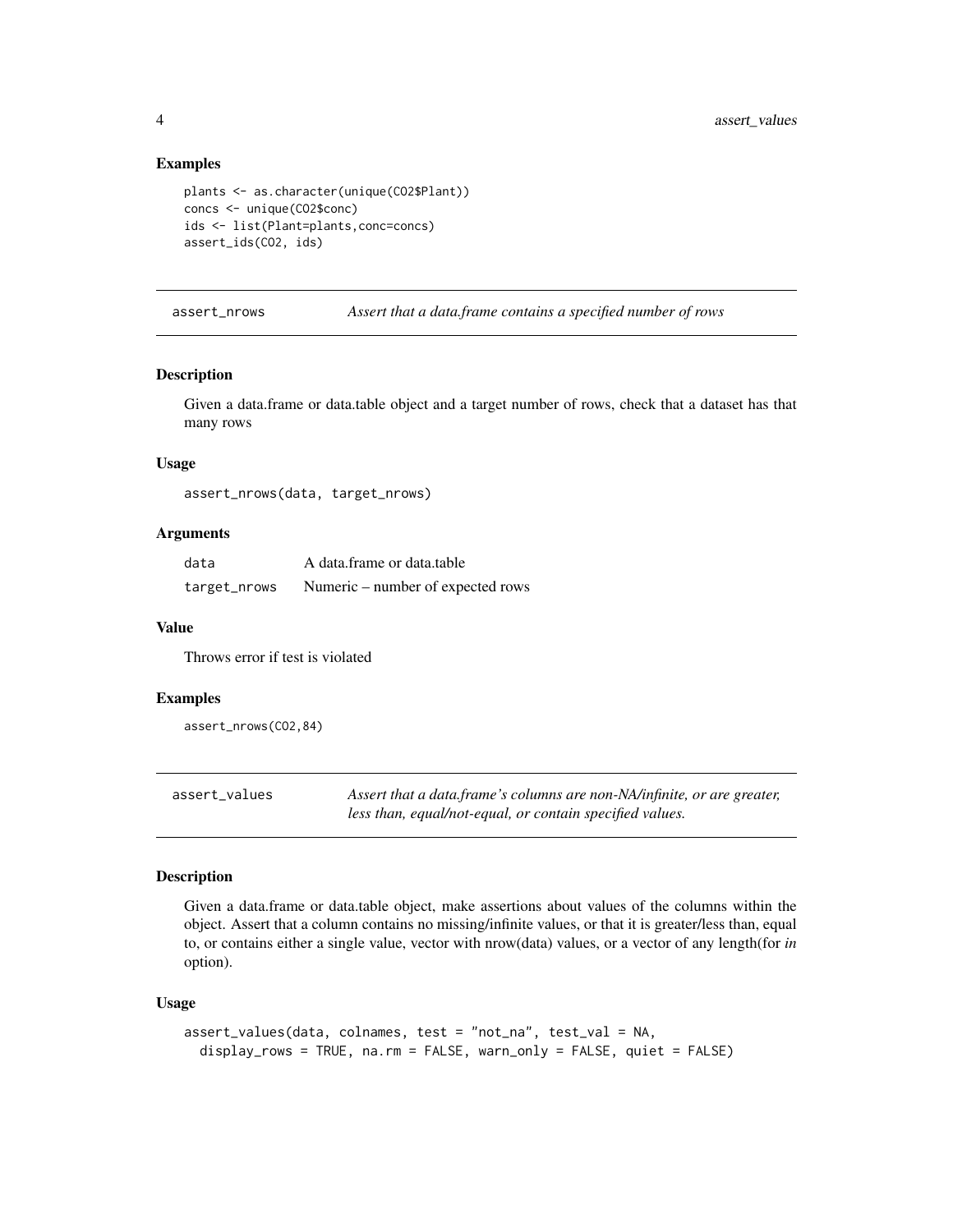### Examples

```
plants <- as.character(unique(CO2$Plant))
concs <- unique(CO2$conc)
ids <- list(Plant=plants,conc=concs)
assert_ids(CO2, ids)
```

---

## assert_nrows — *Assert that a data.frame contains a specified number of rows*

### Description

Given a data.frame or data.table object and a target number of rows, check that a dataset has that many rows

### Usage

```
assert_nrows(data, target_nrows)
```

### Arguments

| | |
|---|---|
| data | A data.frame or data.table |
| target_nrows | Numeric – number of expected rows |

### Value

Throws error if test is violated

### Examples

```
assert_nrows(CO2,84)
```

---

## assert_values — *Assert that a data.frame's columns are non-NA/infinite, or are greater, less than, equal/not-equal, or contain specified values.*

### Description

Given a data.frame or data.table object, make assertions about values of the columns within the object. Assert that a column contains no missing/infinite values, or that it is greater/less than, equal to, or contains either a single value, vector with nrow(data) values, or a vector of any length(for *in* option).

### Usage

```
assert_values(data, colnames, test = "not_na", test_val = NA,
  display_rows = TRUE, na.rm = FALSE, warn_only = FALSE, quiet = FALSE)
```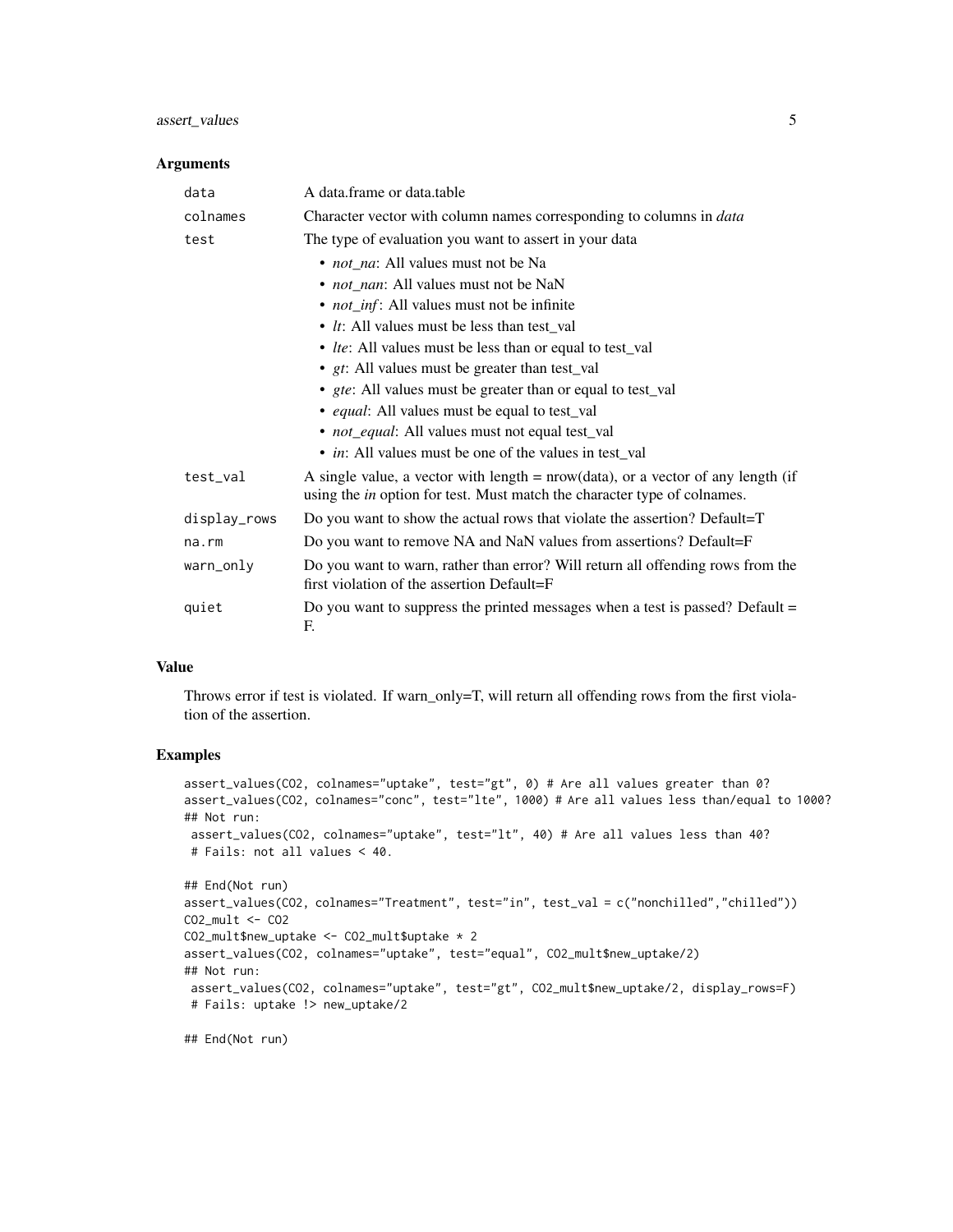### Arguments

| | |
|---|---|
| `data` | A data.frame or data.table |
| `colnames` | Character vector with column names corresponding to columns in *data* |
| `test` | The type of evaluation you want to assert in your data<br>• *not_na*: All values must not be Na<br>• *not_nan*: All values must not be NaN<br>• *not_inf*: All values must not be infinite<br>• *lt*: All values must be less than test_val<br>• *lte*: All values must be less than or equal to test_val<br>• *gt*: All values must be greater than test_val<br>• *gte*: All values must be greater than or equal to test_val<br>• *equal*: All values must be equal to test_val<br>• *not_equal*: All values must not equal test_val<br>• *in*: All values must be one of the values in test_val |
| `test_val` | A single value, a vector with length = nrow(data), or a vector of any length (if using the *in* option for test. Must match the character type of colnames. |
| `display_rows` | Do you want to show the actual rows that violate the assertion? Default=T |
| `na.rm` | Do you want to remove NA and NaN values from assertions? Default=F |
| `warn_only` | Do you want to warn, rather than error? Will return all offending rows from the first violation of the assertion Default=F |
| `quiet` | Do you want to suppress the printed messages when a test is passed? Default = F. |

### Value

Throws error if test is violated. If warn_only=T, will return all offending rows from the first violation of the assertion.

### Examples

```
assert_values(CO2, colnames="uptake", test="gt", 0) # Are all values greater than 0?
assert_values(CO2, colnames="conc", test="lte", 1000) # Are all values less than/equal to 1000?
## Not run:
 assert_values(CO2, colnames="uptake", test="lt", 40) # Are all values less than 40?
 # Fails: not all values < 40.

## End(Not run)
assert_values(CO2, colnames="Treatment", test="in", test_val = c("nonchilled","chilled"))
CO2_mult <- CO2
CO2_mult$new_uptake <- CO2_mult$uptake * 2
assert_values(CO2, colnames="uptake", test="equal", CO2_mult$new_uptake/2)
## Not run:
 assert_values(CO2, colnames="uptake", test="gt", CO2_mult$new_uptake/2, display_rows=F)
 # Fails: uptake !> new_uptake/2

## End(Not run)
```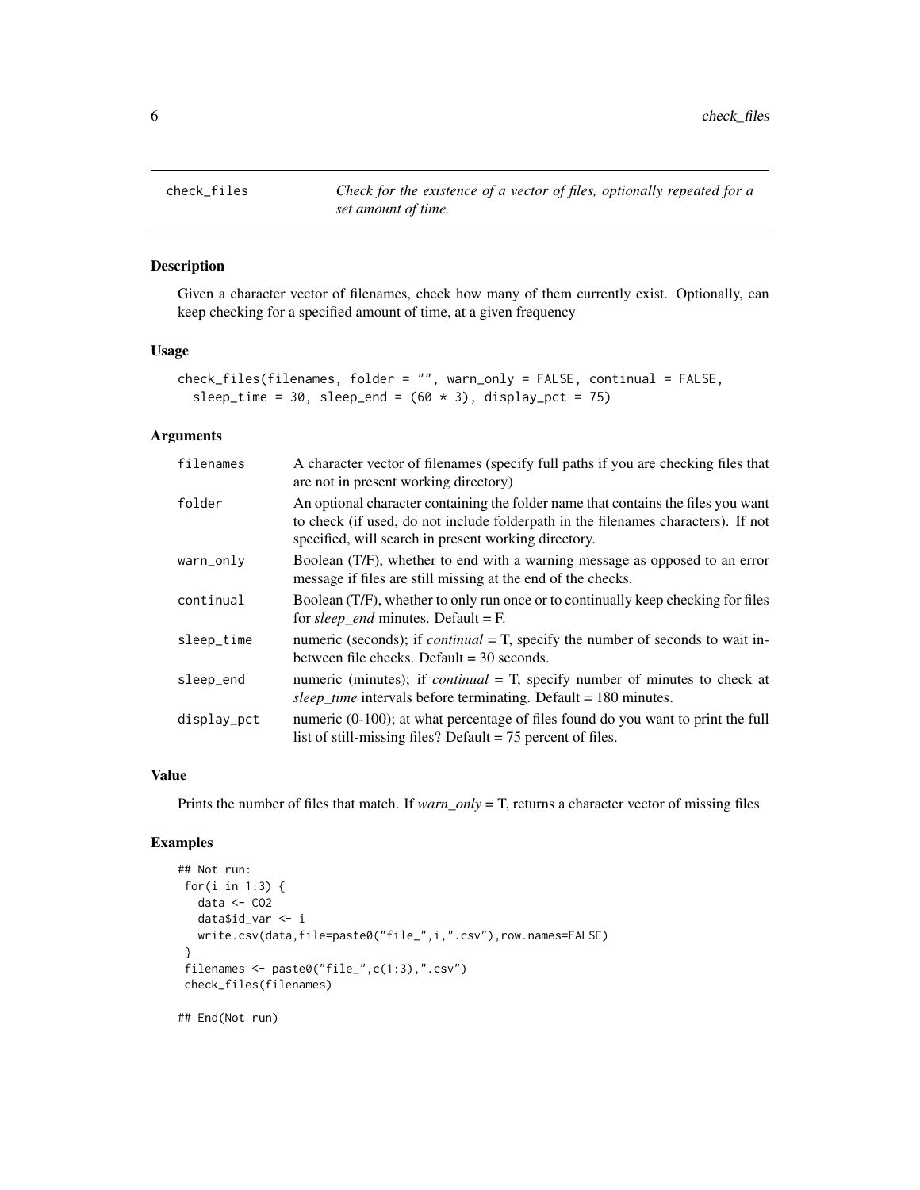## check_files

*Check for the existence of a vector of files, optionally repeated for a set amount of time.*

### Description

Given a character vector of filenames, check how many of them currently exist. Optionally, can keep checking for a specified amount of time, at a given frequency

### Usage

```
check_files(filenames, folder = "", warn_only = FALSE, continual = FALSE,
  sleep_time = 30, sleep_end = (60 * 3), display_pct = 75)
```

### Arguments

| | |
|---|---|
| filenames | A character vector of filenames (specify full paths if you are checking files that are not in present working directory) |
| folder | An optional character containing the folder name that contains the files you want to check (if used, do not include folderpath in the filenames characters). If not specified, will search in present working directory. |
| warn_only | Boolean (T/F), whether to end with a warning message as opposed to an error message if files are still missing at the end of the checks. |
| continual | Boolean (T/F), whether to only run once or to continually keep checking for files for *sleep_end* minutes. Default = F. |
| sleep_time | numeric (seconds); if *continual* = T, specify the number of seconds to wait in-between file checks. Default = 30 seconds. |
| sleep_end | numeric (minutes); if *continual* = T, specify number of minutes to check at *sleep_time* intervals before terminating. Default = 180 minutes. |
| display_pct | numeric (0-100); at what percentage of files found do you want to print the full list of still-missing files? Default = 75 percent of files. |

### Value

Prints the number of files that match. If *warn_only* = T, returns a character vector of missing files

### Examples

```
## Not run:
 for(i in 1:3) {
   data <- CO2
   data$id_var <- i
   write.csv(data,file=paste0("file_",i,".csv"),row.names=FALSE)
 }
 filenames <- paste0("file_",c(1:3),".csv")
 check_files(filenames)

## End(Not run)
```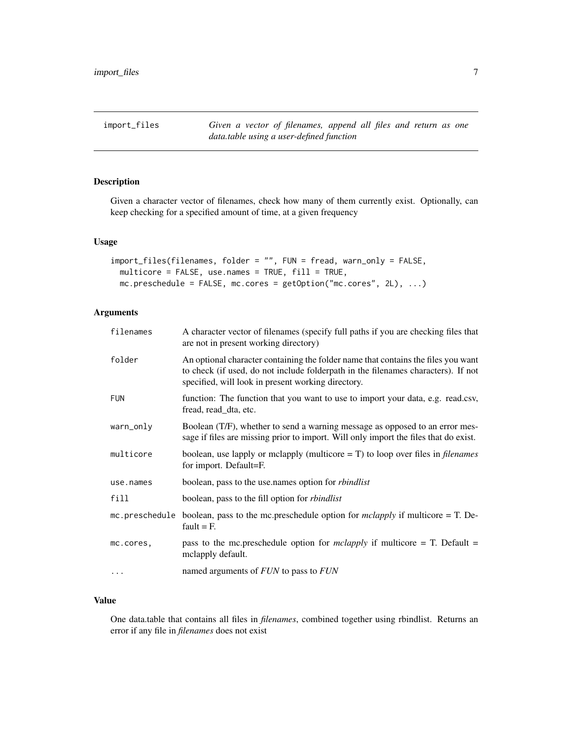## import_files

*Given a vector of filenames, append all files and return as one data.table using a user-defined function*

### Description

Given a character vector of filenames, check how many of them currently exist. Optionally, can keep checking for a specified amount of time, at a given frequency

### Usage

```
import_files(filenames, folder = "", FUN = fread, warn_only = FALSE,
  multicore = FALSE, use.names = TRUE, fill = TRUE,
  mc.preschedule = FALSE, mc.cores = getOption("mc.cores", 2L), ...)
```

### Arguments

| | |
|---|---|
| `filenames` | A character vector of filenames (specify full paths if you are checking files that are not in present working directory) |
| `folder` | An optional character containing the folder name that contains the files you want to check (if used, do not include folderpath in the filenames characters). If not specified, will look in present working directory. |
| `FUN` | function: The function that you want to use to import your data, e.g. read.csv, fread, read_dta, etc. |
| `warn_only` | Boolean (T/F), whether to send a warning message as opposed to an error message if files are missing prior to import. Will only import the files that do exist. |
| `multicore` | boolean, use lapply or mclapply (multicore = T) to loop over files in *filenames* for import. Default=F. |
| `use.names` | boolean, pass to the use.names option for *rbindlist* |
| `fill` | boolean, pass to the fill option for *rbindlist* |
| `mc.preschedule` | boolean, pass to the mc.preschedule option for *mclapply* if multicore = T. Default = F. |
| `mc.cores,` | pass to the mc.preschedule option for *mclapply* if multicore = T. Default = mclapply default. |
| `...` | named arguments of *FUN* to pass to *FUN* |

### Value

One data.table that contains all files in *filenames*, combined together using rbindlist. Returns an error if any file in *filenames* does not exist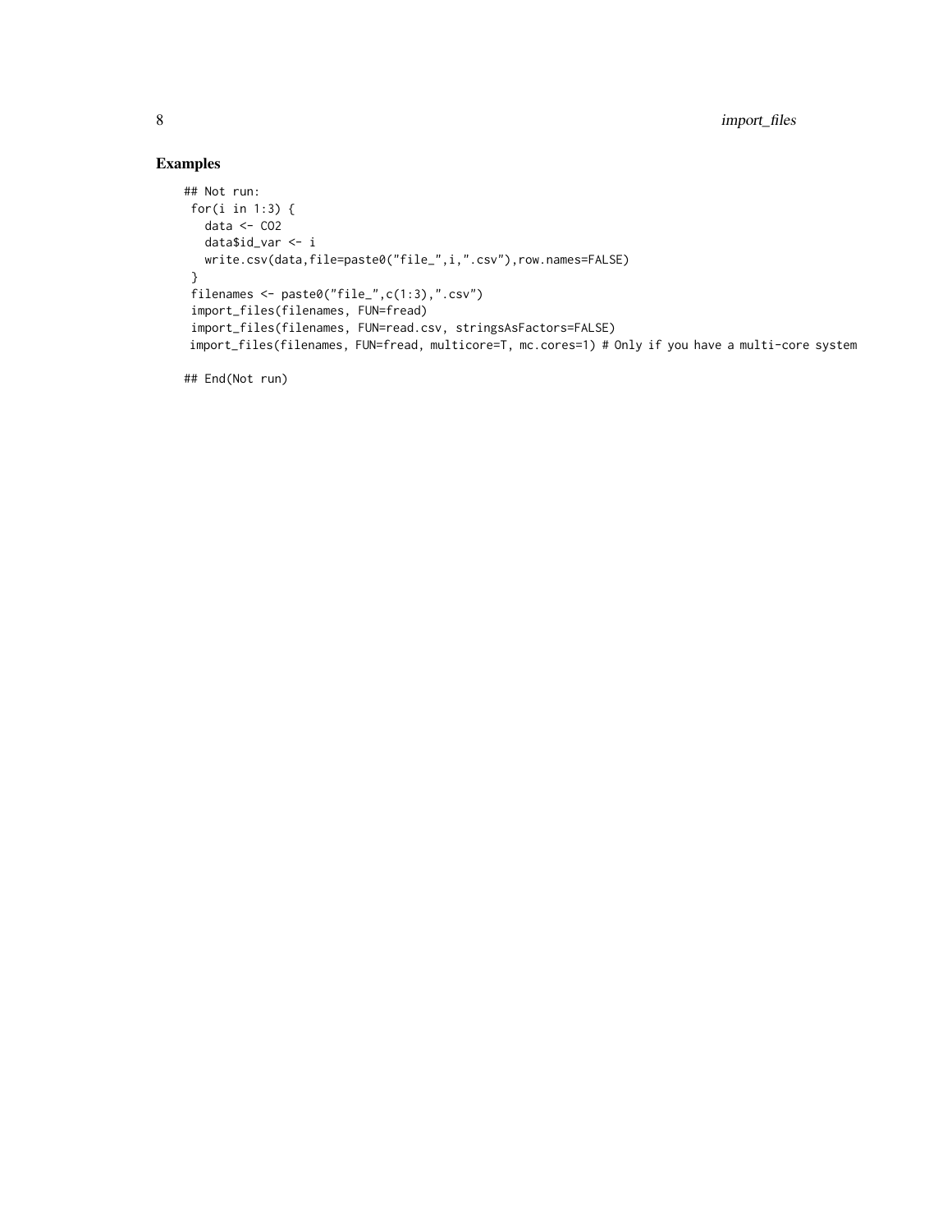## Examples

```
## Not run:
 for(i in 1:3) {
   data <- CO2
   data$id_var <- i
   write.csv(data,file=paste0("file_",i,".csv"),row.names=FALSE)
 }
 filenames <- paste0("file_",c(1:3),".csv")
 import_files(filenames, FUN=fread)
 import_files(filenames, FUN=read.csv, stringsAsFactors=FALSE)
 import_files(filenames, FUN=fread, multicore=T, mc.cores=1) # Only if you have a multi-core system

## End(Not run)
```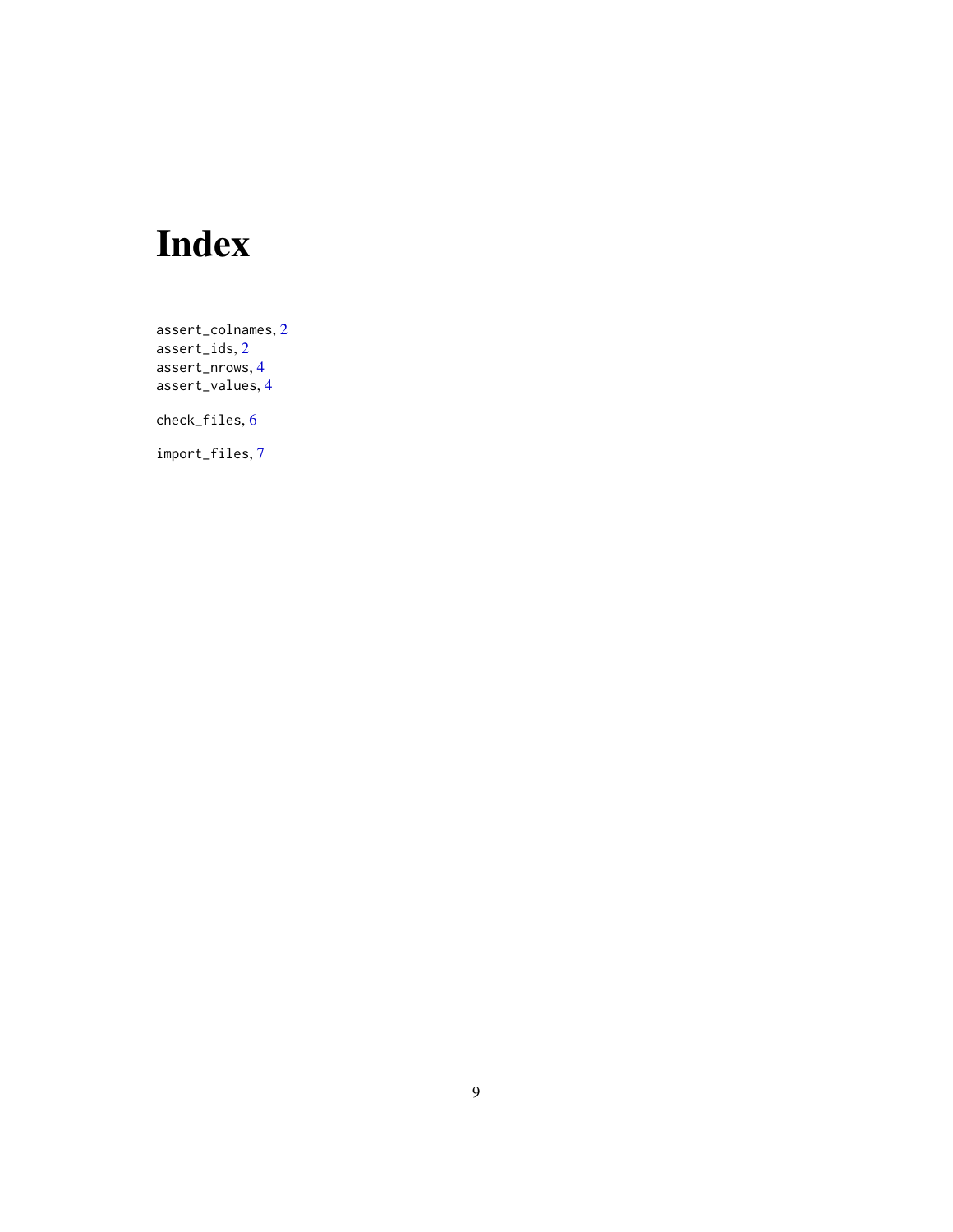# Index

assert_colnames, 2
assert_ids, 2
assert_nrows, 4
assert_values, 4

check_files, 6

import_files, 7